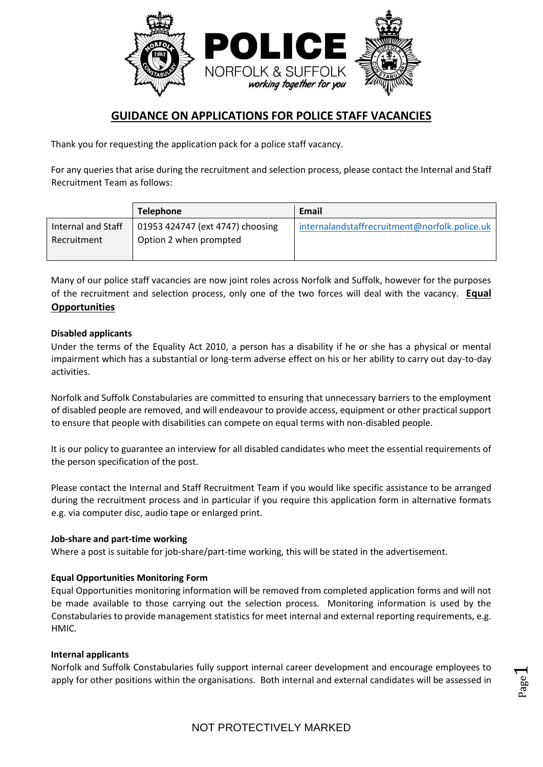POLICE
NORFOLK & SUFFOLK
*working together for you*

# GUIDANCE ON APPLICATIONS FOR POLICE STAFF VACANCIES

Thank you for requesting the application pack for a police staff vacancy.

For any queries that arise during the recruitment and selection process, please contact the Internal and Staff Recruitment Team as follows:

| | Telephone | Email |
|---|---|---|
| Internal and Staff Recruitment | 01953 424747 (ext 4747) choosing Option 2 when prompted | internalandstaffrecruitment@norfolk.police.uk |

Many of our police staff vacancies are now joint roles across Norfolk and Suffolk, however for the purposes of the recruitment and selection process, only one of the two forces will deal with the vacancy. **Equal Opportunities**

**Disabled applicants**

Under the terms of the Equality Act 2010, a person has a disability if he or she has a physical or mental impairment which has a substantial or long-term adverse effect on his or her ability to carry out day-to-day activities.

Norfolk and Suffolk Constabularies are committed to ensuring that unnecessary barriers to the employment of disabled people are removed, and will endeavour to provide access, equipment or other practical support to ensure that people with disabilities can compete on equal terms with non-disabled people.

It is our policy to guarantee an interview for all disabled candidates who meet the essential requirements of the person specification of the post.

Please contact the Internal and Staff Recruitment Team if you would like specific assistance to be arranged during the recruitment process and in particular if you require this application form in alternative formats e.g. via computer disc, audio tape or enlarged print.

**Job-share and part-time working**

Where a post is suitable for job-share/part-time working, this will be stated in the advertisement.

**Equal Opportunities Monitoring Form**

Equal Opportunities monitoring information will be removed from completed application forms and will not be made available to those carrying out the selection process. Monitoring information is used by the Constabularies to provide management statistics for meet internal and external reporting requirements, e.g. HMIC.

**Internal applicants**

Norfolk and Suffolk Constabularies fully support internal career development and encourage employees to apply for other positions within the organisations. Both internal and external candidates will be assessed in

NOT PROTECTIVELY MARKED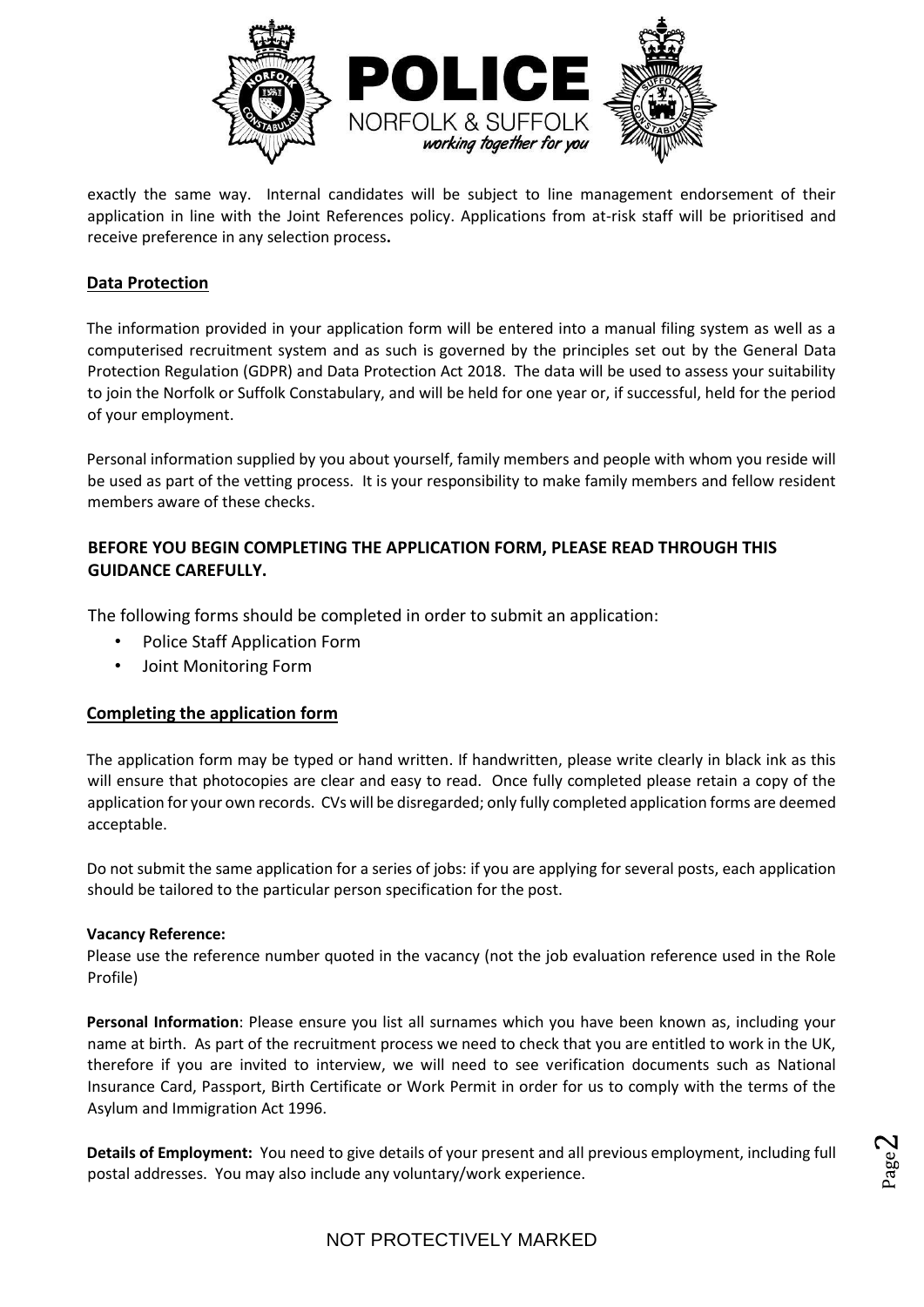exactly the same way. Internal candidates will be subject to line management endorsement of their application in line with the Joint References policy. Applications from at-risk staff will be prioritised and receive preference in any selection process**.**

## Data Protection

The information provided in your application form will be entered into a manual filing system as well as a computerised recruitment system and as such is governed by the principles set out by the General Data Protection Regulation (GDPR) and Data Protection Act 2018. The data will be used to assess your suitability to join the Norfolk or Suffolk Constabulary, and will be held for one year or, if successful, held for the period of your employment.

Personal information supplied by you about yourself, family members and people with whom you reside will be used as part of the vetting process. It is your responsibility to make family members and fellow resident members aware of these checks.

**BEFORE YOU BEGIN COMPLETING THE APPLICATION FORM, PLEASE READ THROUGH THIS GUIDANCE CAREFULLY.**

The following forms should be completed in order to submit an application:

- Police Staff Application Form
- Joint Monitoring Form

## Completing the application form

The application form may be typed or hand written. If handwritten, please write clearly in black ink as this will ensure that photocopies are clear and easy to read. Once fully completed please retain a copy of the application for your own records. CVs will be disregarded; only fully completed application forms are deemed acceptable.

Do not submit the same application for a series of jobs: if you are applying for several posts, each application should be tailored to the particular person specification for the post.

**Vacancy Reference:**
Please use the reference number quoted in the vacancy (not the job evaluation reference used in the Role Profile)

**Personal Information**: Please ensure you list all surnames which you have been known as, including your name at birth. As part of the recruitment process we need to check that you are entitled to work in the UK, therefore if you are invited to interview, we will need to see verification documents such as National Insurance Card, Passport, Birth Certificate or Work Permit in order for us to comply with the terms of the Asylum and Immigration Act 1996.

**Details of Employment:** You need to give details of your present and all previous employment, including full postal addresses. You may also include any voluntary/work experience.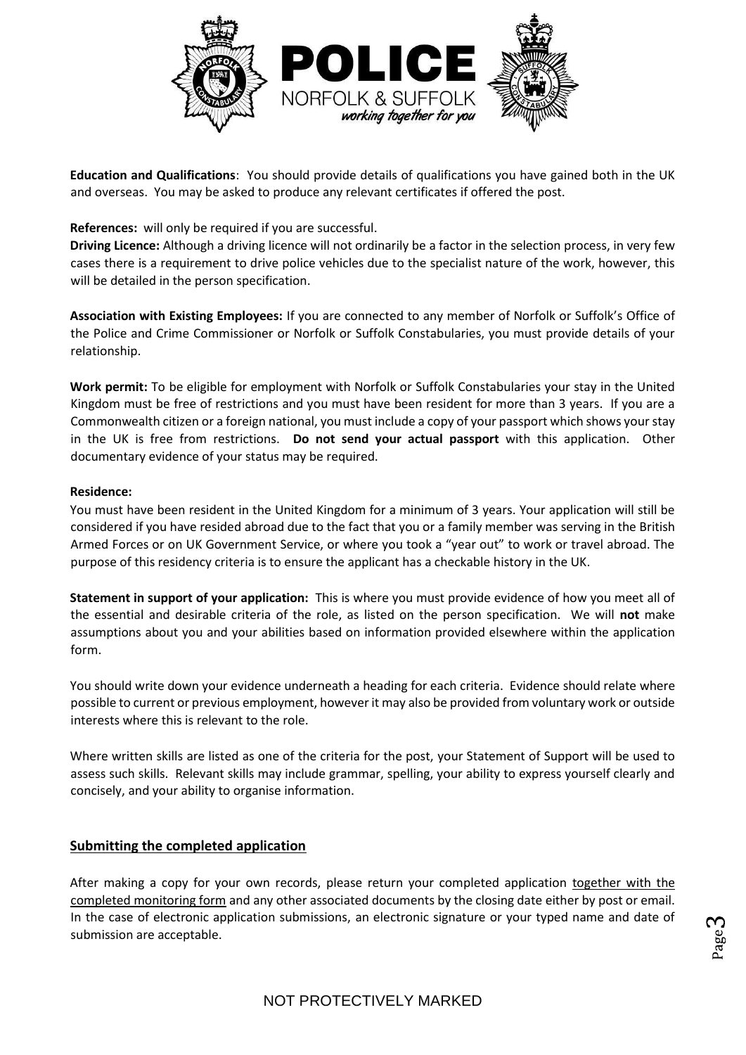**Education and Qualifications**: You should provide details of qualifications you have gained both in the UK and overseas. You may be asked to produce any relevant certificates if offered the post.

**References:** will only be required if you are successful.

**Driving Licence:** Although a driving licence will not ordinarily be a factor in the selection process, in very few cases there is a requirement to drive police vehicles due to the specialist nature of the work, however, this will be detailed in the person specification.

**Association with Existing Employees:** If you are connected to any member of Norfolk or Suffolk's Office of the Police and Crime Commissioner or Norfolk or Suffolk Constabularies, you must provide details of your relationship.

**Work permit:** To be eligible for employment with Norfolk or Suffolk Constabularies your stay in the United Kingdom must be free of restrictions and you must have been resident for more than 3 years. If you are a Commonwealth citizen or a foreign national, you must include a copy of your passport which shows your stay in the UK is free from restrictions. **Do not send your actual passport** with this application. Other documentary evidence of your status may be required.

**Residence:**

You must have been resident in the United Kingdom for a minimum of 3 years. Your application will still be considered if you have resided abroad due to the fact that you or a family member was serving in the British Armed Forces or on UK Government Service, or where you took a "year out" to work or travel abroad. The purpose of this residency criteria is to ensure the applicant has a checkable history in the UK.

**Statement in support of your application:** This is where you must provide evidence of how you meet all of the essential and desirable criteria of the role, as listed on the person specification. We will **not** make assumptions about you and your abilities based on information provided elsewhere within the application form.

You should write down your evidence underneath a heading for each criteria. Evidence should relate where possible to current or previous employment, however it may also be provided from voluntary work or outside interests where this is relevant to the role.

Where written skills are listed as one of the criteria for the post, your Statement of Support will be used to assess such skills. Relevant skills may include grammar, spelling, your ability to express yourself clearly and concisely, and your ability to organise information.

## Submitting the completed application

After making a copy for your own records, please return your completed application together with the completed monitoring form and any other associated documents by the closing date either by post or email. In the case of electronic application submissions, an electronic signature or your typed name and date of submission are acceptable.

NOT PROTECTIVELY MARKED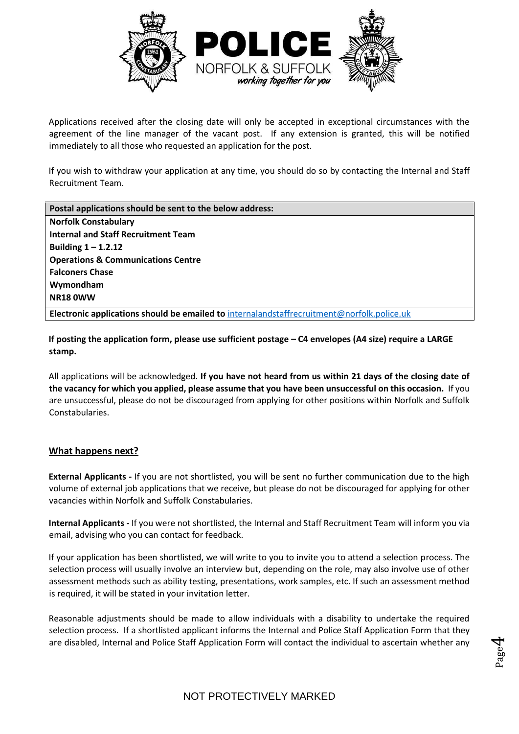Applications received after the closing date will only be accepted in exceptional circumstances with the agreement of the line manager of the vacant post. If any extension is granted, this will be notified immediately to all those who requested an application for the post.

If you wish to withdraw your application at any time, you should do so by contacting the Internal and Staff Recruitment Team.

| **Postal applications should be sent to the below address:** |
| --- |
| **Norfolk Constabulary**<br>**Internal and Staff Recruitment Team**<br>**Building 1 – 1.2.12**<br>**Operations & Communications Centre**<br>**Falconers Chase**<br>**Wymondham**<br>**NR18 0WW** |
| **Electronic applications should be emailed to** internalandstaffrecruitment@norfolk.police.uk |

**If posting the application form, please use sufficient postage – C4 envelopes (A4 size) require a LARGE stamp.**

All applications will be acknowledged. **If you have not heard from us within 21 days of the closing date of the vacancy for which you applied, please assume that you have been unsuccessful on this occasion.** If you are unsuccessful, please do not be discouraged from applying for other positions within Norfolk and Suffolk Constabularies.

## What happens next?

**External Applicants -** If you are not shortlisted, you will be sent no further communication due to the high volume of external job applications that we receive, but please do not be discouraged for applying for other vacancies within Norfolk and Suffolk Constabularies.

**Internal Applicants -** If you were not shortlisted, the Internal and Staff Recruitment Team will inform you via email, advising who you can contact for feedback.

If your application has been shortlisted, we will write to you to invite you to attend a selection process. The selection process will usually involve an interview but, depending on the role, may also involve use of other assessment methods such as ability testing, presentations, work samples, etc. If such an assessment method is required, it will be stated in your invitation letter.

Reasonable adjustments should be made to allow individuals with a disability to undertake the required selection process. If a shortlisted applicant informs the Internal and Police Staff Application Form that they are disabled, Internal and Police Staff Application Form will contact the individual to ascertain whether any

NOT PROTECTIVELY MARKED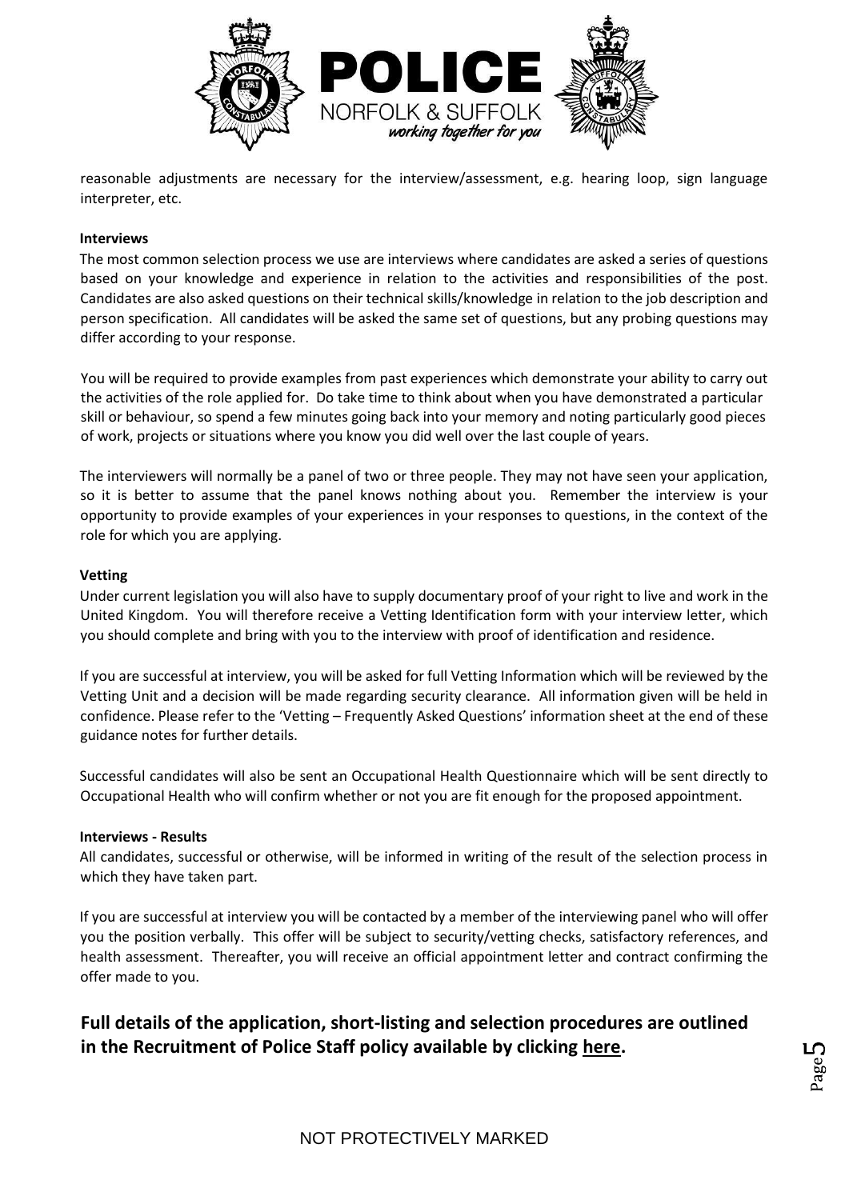reasonable adjustments are necessary for the interview/assessment, e.g. hearing loop, sign language interpreter, etc.

**Interviews**

The most common selection process we use are interviews where candidates are asked a series of questions based on your knowledge and experience in relation to the activities and responsibilities of the post. Candidates are also asked questions on their technical skills/knowledge in relation to the job description and person specification. All candidates will be asked the same set of questions, but any probing questions may differ according to your response.

You will be required to provide examples from past experiences which demonstrate your ability to carry out the activities of the role applied for. Do take time to think about when you have demonstrated a particular skill or behaviour, so spend a few minutes going back into your memory and noting particularly good pieces of work, projects or situations where you know you did well over the last couple of years.

The interviewers will normally be a panel of two or three people. They may not have seen your application, so it is better to assume that the panel knows nothing about you. Remember the interview is your opportunity to provide examples of your experiences in your responses to questions, in the context of the role for which you are applying.

**Vetting**

Under current legislation you will also have to supply documentary proof of your right to live and work in the United Kingdom. You will therefore receive a Vetting Identification form with your interview letter, which you should complete and bring with you to the interview with proof of identification and residence.

If you are successful at interview, you will be asked for full Vetting Information which will be reviewed by the Vetting Unit and a decision will be made regarding security clearance. All information given will be held in confidence. Please refer to the 'Vetting – Frequently Asked Questions' information sheet at the end of these guidance notes for further details.

Successful candidates will also be sent an Occupational Health Questionnaire which will be sent directly to Occupational Health who will confirm whether or not you are fit enough for the proposed appointment.

**Interviews - Results**

All candidates, successful or otherwise, will be informed in writing of the result of the selection process in which they have taken part.

If you are successful at interview you will be contacted by a member of the interviewing panel who will offer you the position verbally. This offer will be subject to security/vetting checks, satisfactory references, and health assessment. Thereafter, you will receive an official appointment letter and contract confirming the offer made to you.

**Full details of the application, short-listing and selection procedures are outlined in the Recruitment of Police Staff policy available by clicking here.**

NOT PROTECTIVELY MARKED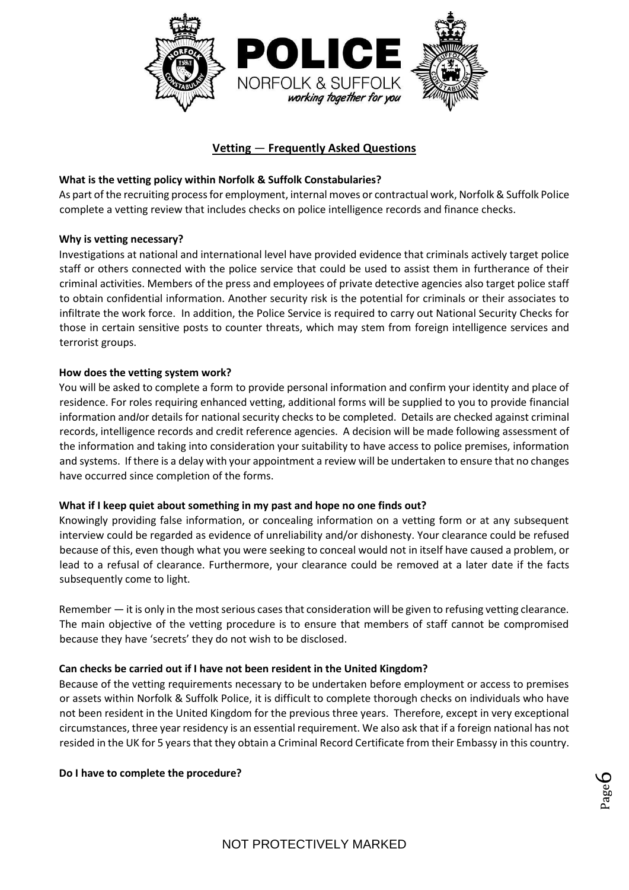# Vetting — Frequently Asked Questions

**What is the vetting policy within Norfolk & Suffolk Constabularies?**

As part of the recruiting process for employment, internal moves or contractual work, Norfolk & Suffolk Police complete a vetting review that includes checks on police intelligence records and finance checks.

**Why is vetting necessary?**

Investigations at national and international level have provided evidence that criminals actively target police staff or others connected with the police service that could be used to assist them in furtherance of their criminal activities. Members of the press and employees of private detective agencies also target police staff to obtain confidential information. Another security risk is the potential for criminals or their associates to infiltrate the work force. In addition, the Police Service is required to carry out National Security Checks for those in certain sensitive posts to counter threats, which may stem from foreign intelligence services and terrorist groups.

**How does the vetting system work?**

You will be asked to complete a form to provide personal information and confirm your identity and place of residence. For roles requiring enhanced vetting, additional forms will be supplied to you to provide financial information and/or details for national security checks to be completed. Details are checked against criminal records, intelligence records and credit reference agencies. A decision will be made following assessment of the information and taking into consideration your suitability to have access to police premises, information and systems. If there is a delay with your appointment a review will be undertaken to ensure that no changes have occurred since completion of the forms.

**What if I keep quiet about something in my past and hope no one finds out?**

Knowingly providing false information, or concealing information on a vetting form or at any subsequent interview could be regarded as evidence of unreliability and/or dishonesty. Your clearance could be refused because of this, even though what you were seeking to conceal would not in itself have caused a problem, or lead to a refusal of clearance. Furthermore, your clearance could be removed at a later date if the facts subsequently come to light.

Remember — it is only in the most serious cases that consideration will be given to refusing vetting clearance. The main objective of the vetting procedure is to ensure that members of staff cannot be compromised because they have 'secrets' they do not wish to be disclosed.

**Can checks be carried out if I have not been resident in the United Kingdom?**

Because of the vetting requirements necessary to be undertaken before employment or access to premises or assets within Norfolk & Suffolk Police, it is difficult to complete thorough checks on individuals who have not been resident in the United Kingdom for the previous three years. Therefore, except in very exceptional circumstances, three year residency is an essential requirement. We also ask that if a foreign national has not resided in the UK for 5 years that they obtain a Criminal Record Certificate from their Embassy in this country.

**Do I have to complete the procedure?**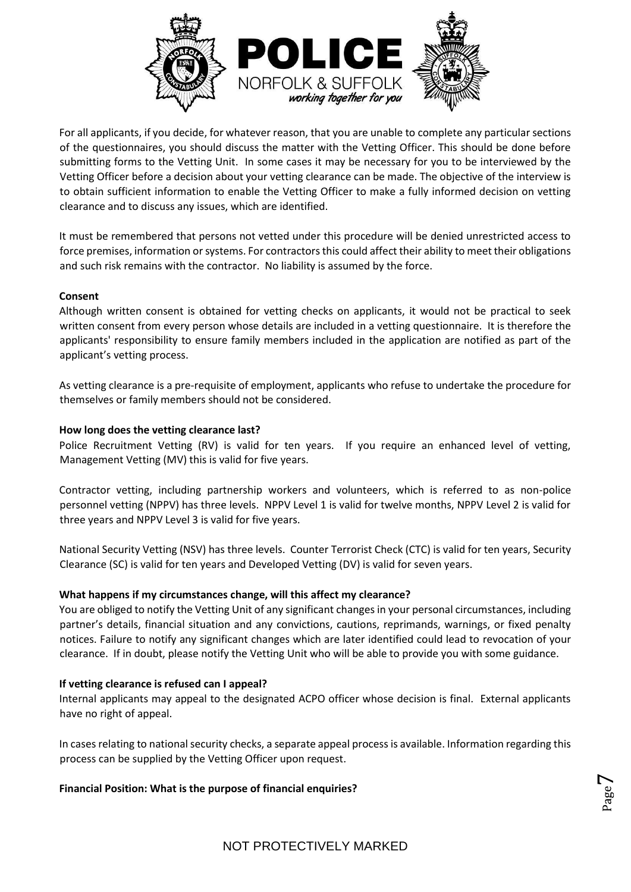For all applicants, if you decide, for whatever reason, that you are unable to complete any particular sections of the questionnaires, you should discuss the matter with the Vetting Officer. This should be done before submitting forms to the Vetting Unit. In some cases it may be necessary for you to be interviewed by the Vetting Officer before a decision about your vetting clearance can be made. The objective of the interview is to obtain sufficient information to enable the Vetting Officer to make a fully informed decision on vetting clearance and to discuss any issues, which are identified.

It must be remembered that persons not vetted under this procedure will be denied unrestricted access to force premises, information or systems. For contractors this could affect their ability to meet their obligations and such risk remains with the contractor. No liability is assumed by the force.

**Consent**

Although written consent is obtained for vetting checks on applicants, it would not be practical to seek written consent from every person whose details are included in a vetting questionnaire. It is therefore the applicants' responsibility to ensure family members included in the application are notified as part of the applicant's vetting process.

As vetting clearance is a pre-requisite of employment, applicants who refuse to undertake the procedure for themselves or family members should not be considered.

**How long does the vetting clearance last?**

Police Recruitment Vetting (RV) is valid for ten years. If you require an enhanced level of vetting, Management Vetting (MV) this is valid for five years.

Contractor vetting, including partnership workers and volunteers, which is referred to as non-police personnel vetting (NPPV) has three levels. NPPV Level 1 is valid for twelve months, NPPV Level 2 is valid for three years and NPPV Level 3 is valid for five years.

National Security Vetting (NSV) has three levels. Counter Terrorist Check (CTC) is valid for ten years, Security Clearance (SC) is valid for ten years and Developed Vetting (DV) is valid for seven years.

**What happens if my circumstances change, will this affect my clearance?**

You are obliged to notify the Vetting Unit of any significant changes in your personal circumstances, including partner's details, financial situation and any convictions, cautions, reprimands, warnings, or fixed penalty notices. Failure to notify any significant changes which are later identified could lead to revocation of your clearance. If in doubt, please notify the Vetting Unit who will be able to provide you with some guidance.

**If vetting clearance is refused can I appeal?**

Internal applicants may appeal to the designated ACPO officer whose decision is final. External applicants have no right of appeal.

In cases relating to national security checks, a separate appeal process is available. Information regarding this process can be supplied by the Vetting Officer upon request.

**Financial Position: What is the purpose of financial enquiries?**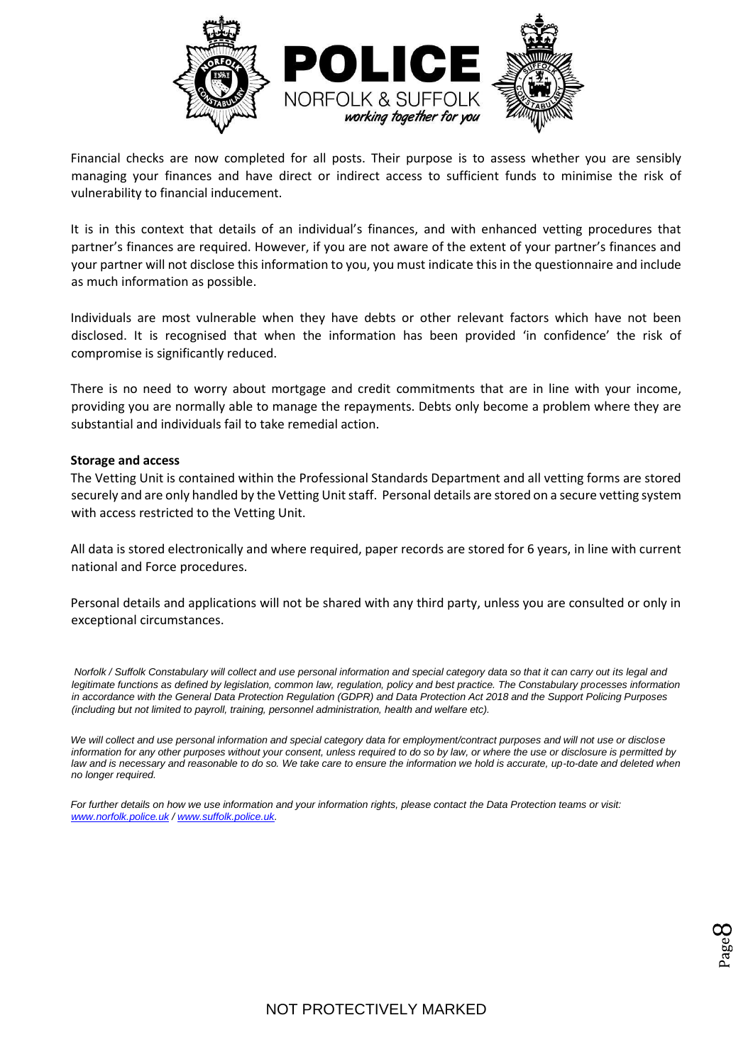Financial checks are now completed for all posts. Their purpose is to assess whether you are sensibly managing your finances and have direct or indirect access to sufficient funds to minimise the risk of vulnerability to financial inducement.

It is in this context that details of an individual's finances, and with enhanced vetting procedures that partner's finances are required. However, if you are not aware of the extent of your partner's finances and your partner will not disclose this information to you, you must indicate this in the questionnaire and include as much information as possible.

Individuals are most vulnerable when they have debts or other relevant factors which have not been disclosed. It is recognised that when the information has been provided 'in confidence' the risk of compromise is significantly reduced.

There is no need to worry about mortgage and credit commitments that are in line with your income, providing you are normally able to manage the repayments. Debts only become a problem where they are substantial and individuals fail to take remedial action.

**Storage and access**

The Vetting Unit is contained within the Professional Standards Department and all vetting forms are stored securely and are only handled by the Vetting Unit staff. Personal details are stored on a secure vetting system with access restricted to the Vetting Unit.

All data is stored electronically and where required, paper records are stored for 6 years, in line with current national and Force procedures.

Personal details and applications will not be shared with any third party, unless you are consulted or only in exceptional circumstances.

*Norfolk / Suffolk Constabulary will collect and use personal information and special category data so that it can carry out its legal and legitimate functions as defined by legislation, common law, regulation, policy and best practice. The Constabulary processes information in accordance with the General Data Protection Regulation (GDPR) and Data Protection Act 2018 and the Support Policing Purposes (including but not limited to payroll, training, personnel administration, health and welfare etc).*

*We will collect and use personal information and special category data for employment/contract purposes and will not use or disclose information for any other purposes without your consent, unless required to do so by law, or where the use or disclosure is permitted by law and is necessary and reasonable to do so. We take care to ensure the information we hold is accurate, up-to-date and deleted when no longer required.*

*For further details on how we use information and your information rights, please contact the Data Protection teams or visit: [www.norfolk.police.uk](http://www.norfolk.police.uk) / [www.suffolk.police.uk](http://www.suffolk.police.uk).*